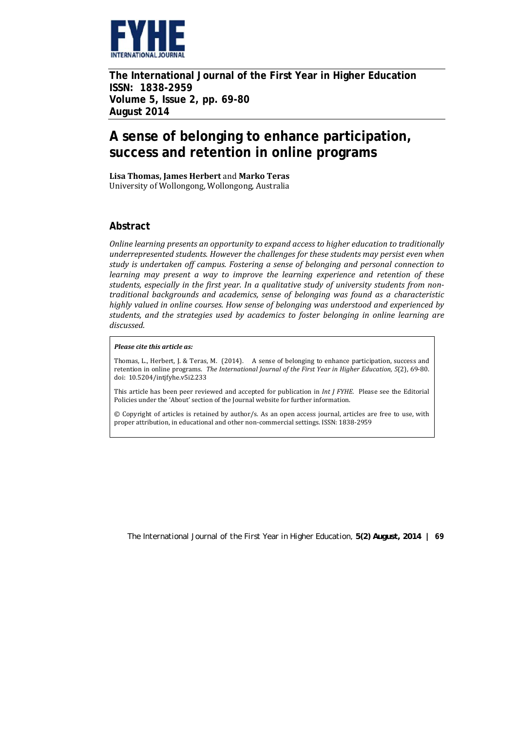**The International Journal of the First Year in Higher Education**
**ISSN: 1838-2959**
**Volume 5, Issue 2, pp. 69-80**
**August 2014**

# A sense of belonging to enhance participation, success and retention in online programs

**Lisa Thomas, James Herbert** and **Marko Teras**
University of Wollongong, Wollongong, Australia

## Abstract

*Online learning presents an opportunity to expand access to higher education to traditionally underrepresented students. However the challenges for these students may persist even when study is undertaken off campus. Fostering a sense of belonging and personal connection to learning may present a way to improve the learning experience and retention of these students, especially in the first year. In a qualitative study of university students from non-traditional backgrounds and academics, sense of belonging was found as a characteristic highly valued in online courses. How sense of belonging was understood and experienced by students, and the strategies used by academics to foster belonging in online learning are discussed.*

***Please cite this article as:***

Thomas, L., Herbert, J. & Teras, M. (2014). A sense of belonging to enhance participation, success and retention in online programs. *The International Journal of the First Year in Higher Education, 5*(2), 69-80. doi: 10.5204/intjfyhe.v5i2.233

This article has been peer reviewed and accepted for publication in *Int J FYHE*. Please see the Editorial Policies under the 'About' section of the Journal website for further information.

© Copyright of articles is retained by author/s. As an open access journal, articles are free to use, with proper attribution, in educational and other non-commercial settings. ISSN: 1838-2959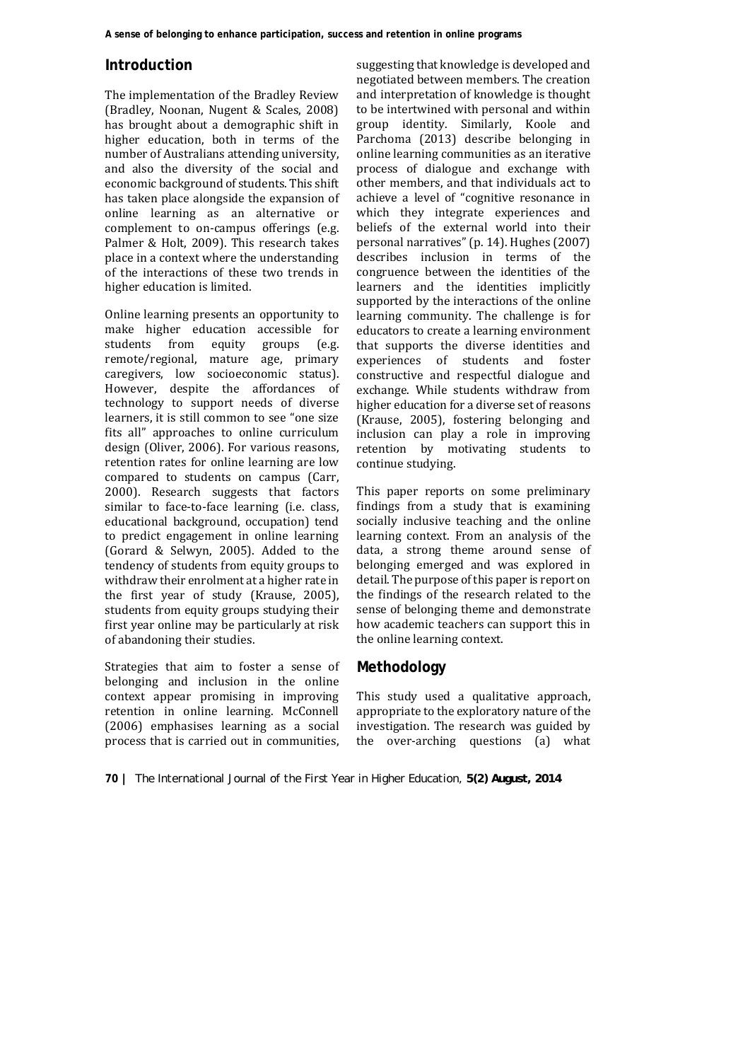## Introduction

The implementation of the Bradley Review (Bradley, Noonan, Nugent & Scales, 2008) has brought about a demographic shift in higher education, both in terms of the number of Australians attending university, and also the diversity of the social and economic background of students. This shift has taken place alongside the expansion of online learning as an alternative or complement to on-campus offerings (e.g. Palmer & Holt, 2009). This research takes place in a context where the understanding of the interactions of these two trends in higher education is limited.

Online learning presents an opportunity to make higher education accessible for students from equity groups (e.g. remote/regional, mature age, primary caregivers, low socioeconomic status). However, despite the affordances of technology to support needs of diverse learners, it is still common to see "one size fits all" approaches to online curriculum design (Oliver, 2006). For various reasons, retention rates for online learning are low compared to students on campus (Carr, 2000). Research suggests that factors similar to face-to-face learning (i.e. class, educational background, occupation) tend to predict engagement in online learning (Gorard & Selwyn, 2005). Added to the tendency of students from equity groups to withdraw their enrolment at a higher rate in the first year of study (Krause, 2005), students from equity groups studying their first year online may be particularly at risk of abandoning their studies.

Strategies that aim to foster a sense of belonging and inclusion in the online context appear promising in improving retention in online learning. McConnell (2006) emphasises learning as a social process that is carried out in communities, suggesting that knowledge is developed and negotiated between members. The creation and interpretation of knowledge is thought to be intertwined with personal and within group identity. Similarly, Koole and Parchoma (2013) describe belonging in online learning communities as an iterative process of dialogue and exchange with other members, and that individuals act to achieve a level of "cognitive resonance in which they integrate experiences and beliefs of the external world into their personal narratives" (p. 14). Hughes (2007) describes inclusion in terms of the congruence between the identities of the learners and the identities implicitly supported by the interactions of the online learning community. The challenge is for educators to create a learning environment that supports the diverse identities and experiences of students and foster constructive and respectful dialogue and exchange. While students withdraw from higher education for a diverse set of reasons (Krause, 2005), fostering belonging and inclusion can play a role in improving retention by motivating students to continue studying.

This paper reports on some preliminary findings from a study that is examining socially inclusive teaching and the online learning context. From an analysis of the data, a strong theme around sense of belonging emerged and was explored in detail. The purpose of this paper is report on the findings of the research related to the sense of belonging theme and demonstrate how academic teachers can support this in the online learning context.

## Methodology

This study used a qualitative approach, appropriate to the exploratory nature of the investigation. The research was guided by the over-arching questions (a) what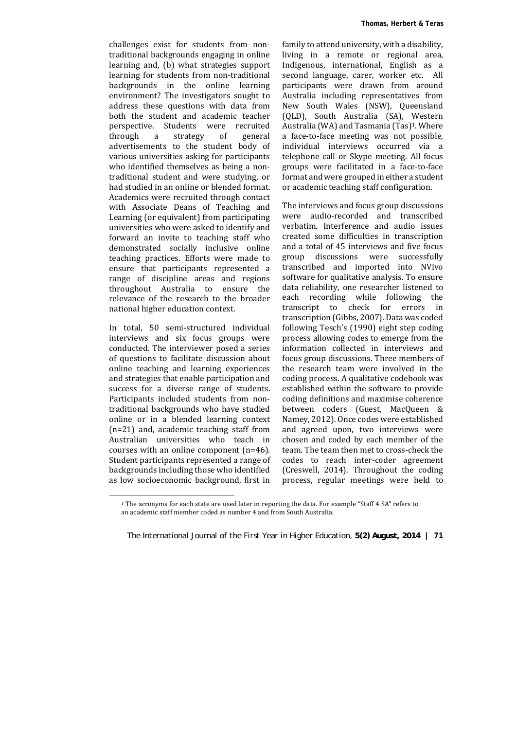challenges exist for students from non-traditional backgrounds engaging in online learning and, (b) what strategies support learning for students from non-traditional backgrounds in the online learning environment? The investigators sought to address these questions with data from both the student and academic teacher perspective. Students were recruited through a strategy of general advertisements to the student body of various universities asking for participants who identified themselves as being a non-traditional student and were studying, or had studied in an online or blended format. Academics were recruited through contact with Associate Deans of Teaching and Learning (or equivalent) from participating universities who were asked to identify and forward an invite to teaching staff who demonstrated socially inclusive online teaching practices. Efforts were made to ensure that participants represented a range of discipline areas and regions throughout Australia to ensure the relevance of the research to the broader national higher education context.

In total, 50 semi-structured individual interviews and six focus groups were conducted. The interviewer posed a series of questions to facilitate discussion about online teaching and learning experiences and strategies that enable participation and success for a diverse range of students. Participants included students from non-traditional backgrounds who have studied online or in a blended learning context (n=21) and, academic teaching staff from Australian universities who teach in courses with an online component (n=46). Student participants represented a range of backgrounds including those who identified as low socioeconomic background, first in family to attend university, with a disability, living in a remote or regional area, Indigenous, international, English as a second language, carer, worker etc. All participants were drawn from around Australia including representatives from New South Wales (NSW), Queensland (QLD), South Australia (SA), Western Australia (WA) and Tasmania (Tas)[1]. Where a face-to-face meeting was not possible, individual interviews occurred via a telephone call or Skype meeting. All focus groups were facilitated in a face-to-face format and were grouped in either a student or academic teaching staff configuration.

The interviews and focus group discussions were audio-recorded and transcribed verbatim. Interference and audio issues created some difficulties in transcription and a total of 45 interviews and five focus group discussions were successfully transcribed and imported into NVivo software for qualitative analysis. To ensure data reliability, one researcher listened to each recording while following the transcript to check for errors in transcription (Gibbs, 2007). Data was coded following Tesch's (1990) eight step coding process allowing codes to emerge from the information collected in interviews and focus group discussions. Three members of the research team were involved in the coding process. A qualitative codebook was established within the software to provide coding definitions and maximise coherence between coders (Guest, MacQueen & Namey, 2012). Once codes were established and agreed upon, two interviews were chosen and coded by each member of the team. The team then met to cross-check the codes to reach inter-coder agreement (Creswell, 2014). Throughout the coding process, regular meetings were held to

[1] The acronyms for each state are used later in reporting the data. For example "Staff 4 SA" refers to an academic staff member coded as number 4 and from South Australia.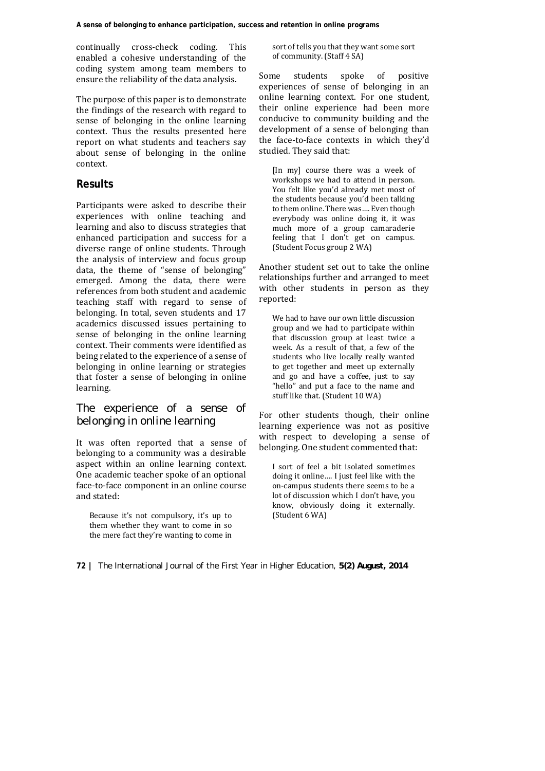continually cross-check coding. This enabled a cohesive understanding of the coding system among team members to ensure the reliability of the data analysis.

The purpose of this paper is to demonstrate the findings of the research with regard to sense of belonging in the online learning context. Thus the results presented here report on what students and teachers say about sense of belonging in the online context.

## Results

Participants were asked to describe their experiences with online teaching and learning and also to discuss strategies that enhanced participation and success for a diverse range of online students. Through the analysis of interview and focus group data, the theme of "sense of belonging" emerged. Among the data, there were references from both student and academic teaching staff with regard to sense of belonging. In total, seven students and 17 academics discussed issues pertaining to sense of belonging in the online learning context. Their comments were identified as being related to the experience of a sense of belonging in online learning or strategies that foster a sense of belonging in online learning.

### The experience of a sense of belonging in online learning

It was often reported that a sense of belonging to a community was a desirable aspect within an online learning context. One academic teacher spoke of an optional face-to-face component in an online course and stated:

> Because it's not compulsory, it's up to them whether they want to come in so the mere fact they're wanting to come in sort of tells you that they want some sort of community. (Staff 4 SA)

Some students spoke of positive experiences of sense of belonging in an online learning context. For one student, their online experience had been more conducive to community building and the development of a sense of belonging than the face-to-face contexts in which they'd studied. They said that:

> [In my] course there was a week of workshops we had to attend in person. You felt like you'd already met most of the students because you'd been talking to them online. There was…. Even though everybody was online doing it, it was much more of a group camaraderie feeling that I don't get on campus. (Student Focus group 2 WA)

Another student set out to take the online relationships further and arranged to meet with other students in person as they reported:

> We had to have our own little discussion group and we had to participate within that discussion group at least twice a week. As a result of that, a few of the students who live locally really wanted to get together and meet up externally and go and have a coffee, just to say "hello" and put a face to the name and stuff like that. (Student 10 WA)

For other students though, their online learning experience was not as positive with respect to developing a sense of belonging. One student commented that:

> I sort of feel a bit isolated sometimes doing it online…. I just feel like with the on-campus students there seems to be a lot of discussion which I don't have, you know, obviously doing it externally. (Student 6 WA)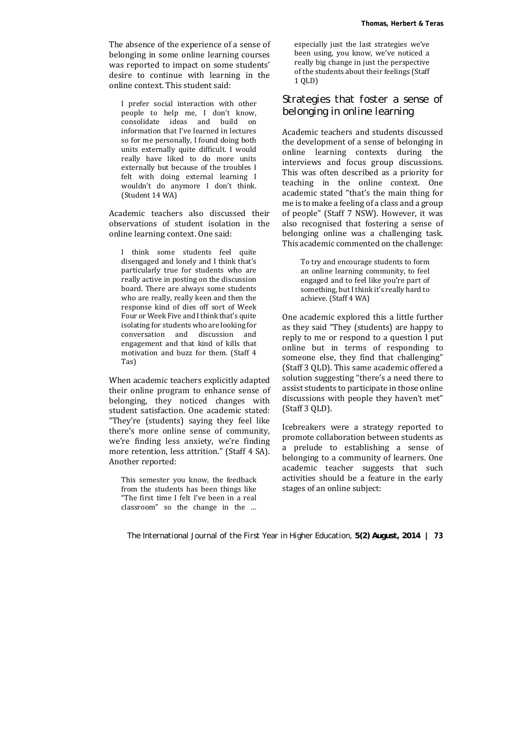The absence of the experience of a sense of belonging in some online learning courses was reported to impact on some students' desire to continue with learning in the online context. This student said:

> I prefer social interaction with other people to help me, I don't know, consolidate ideas and build on information that I've learned in lectures so for me personally, I found doing both units externally quite difficult. I would really have liked to do more units externally but because of the troubles I felt with doing external learning I wouldn't do anymore I don't think. (Student 14 WA)

Academic teachers also discussed their observations of student isolation in the online learning context. One said:

> I think some students feel quite disengaged and lonely and I think that's particularly true for students who are really active in posting on the discussion board. There are always some students who are really, really keen and then the response kind of dies off sort of Week Four or Week Five and I think that's quite isolating for students who are looking for conversation and discussion and engagement and that kind of kills that motivation and buzz for them. (Staff 4 Tas)

When academic teachers explicitly adapted their online program to enhance sense of belonging, they noticed changes with student satisfaction. One academic stated: "They're (students) saying they feel like there's more online sense of community, we're finding less anxiety, we're finding more retention, less attrition." (Staff 4 SA). Another reported:

> This semester you know, the feedback from the students has been things like "The first time I felt I've been in a real classroom" so the change in the … especially just the last strategies we've been using, you know, we've noticed a really big change in just the perspective of the students about their feelings (Staff 1 QLD)

## Strategies that foster a sense of belonging in online learning

Academic teachers and students discussed the development of a sense of belonging in online learning contexts during the interviews and focus group discussions. This was often described as a priority for teaching in the online context. One academic stated "that's the main thing for me is to make a feeling of a class and a group of people" (Staff 7 NSW). However, it was also recognised that fostering a sense of belonging online was a challenging task. This academic commented on the challenge:

> To try and encourage students to form an online learning community, to feel engaged and to feel like you're part of something, but I think it's really hard to achieve. (Staff 4 WA)

One academic explored this a little further as they said "They (students) are happy to reply to me or respond to a question I put online but in terms of responding to someone else, they find that challenging" (Staff 3 QLD). This same academic offered a solution suggesting "there's a need there to assist students to participate in those online discussions with people they haven't met" (Staff 3 QLD).

Icebreakers were a strategy reported to promote collaboration between students as a prelude to establishing a sense of belonging to a community of learners. One academic teacher suggests that such activities should be a feature in the early stages of an online subject: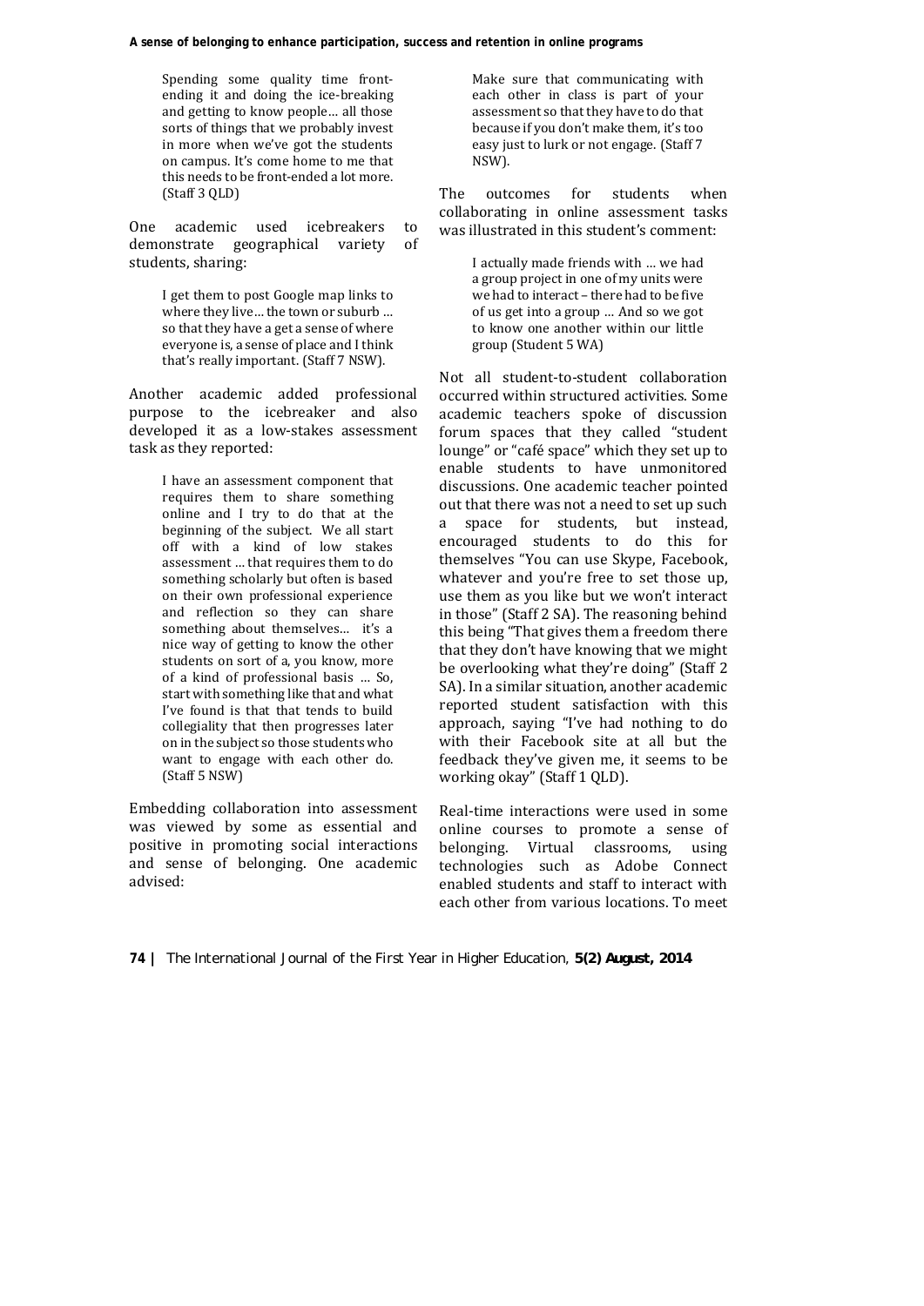> Spending some quality time front-ending it and doing the ice-breaking and getting to know people… all those sorts of things that we probably invest in more when we've got the students on campus. It's come home to me that this needs to be front-ended a lot more. (Staff 3 QLD)

One academic used icebreakers to demonstrate geographical variety of students, sharing:

> I get them to post Google map links to where they live… the town or suburb … so that they have a get a sense of where everyone is, a sense of place and I think that's really important. (Staff 7 NSW).

Another academic added professional purpose to the icebreaker and also developed it as a low-stakes assessment task as they reported:

> I have an assessment component that requires them to share something online and I try to do that at the beginning of the subject. We all start off with a kind of low stakes assessment … that requires them to do something scholarly but often is based on their own professional experience and reflection so they can share something about themselves… it's a nice way of getting to know the other students on sort of a, you know, more of a kind of professional basis … So, start with something like that and what I've found is that that tends to build collegiality that then progresses later on in the subject so those students who want to engage with each other do. (Staff 5 NSW)

Embedding collaboration into assessment was viewed by some as essential and positive in promoting social interactions and sense of belonging. One academic advised:

> Make sure that communicating with each other in class is part of your assessment so that they have to do that because if you don't make them, it's too easy just to lurk or not engage. (Staff 7 NSW).

The outcomes for students when collaborating in online assessment tasks was illustrated in this student's comment:

> I actually made friends with … we had a group project in one of my units were we had to interact – there had to be five of us get into a group … And so we got to know one another within our little group (Student 5 WA)

Not all student-to-student collaboration occurred within structured activities. Some academic teachers spoke of discussion forum spaces that they called "student lounge" or "café space" which they set up to enable students to have unmonitored discussions. One academic teacher pointed out that there was not a need to set up such a space for students, but instead, encouraged students to do this for themselves "You can use Skype, Facebook, whatever and you're free to set those up, use them as you like but we won't interact in those" (Staff 2 SA). The reasoning behind this being "That gives them a freedom there that they don't have knowing that we might be overlooking what they're doing" (Staff 2 SA). In a similar situation, another academic reported student satisfaction with this approach, saying "I've had nothing to do with their Facebook site at all but the feedback they've given me, it seems to be working okay" (Staff 1 QLD).

Real-time interactions were used in some online courses to promote a sense of belonging. Virtual classrooms, using technologies such as Adobe Connect enabled students and staff to interact with each other from various locations. To meet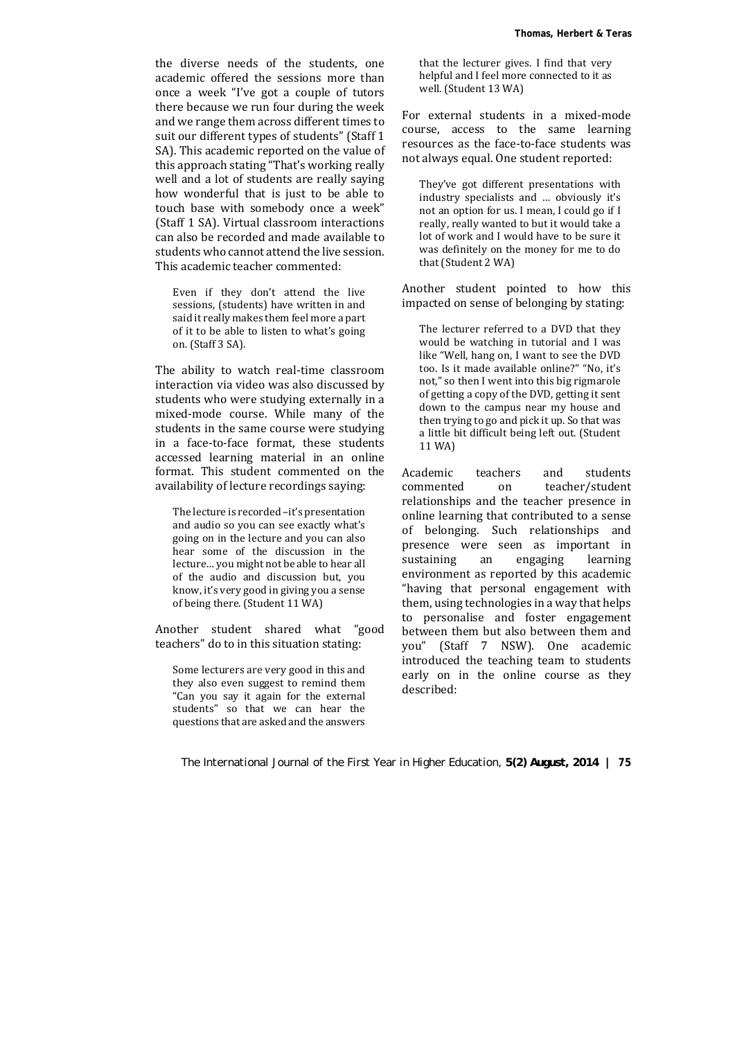the diverse needs of the students, one academic offered the sessions more than once a week "I've got a couple of tutors there because we run four during the week and we range them across different times to suit our different types of students" (Staff 1 SA). This academic reported on the value of this approach stating "That's working really well and a lot of students are really saying how wonderful that is just to be able to touch base with somebody once a week" (Staff 1 SA). Virtual classroom interactions can also be recorded and made available to students who cannot attend the live session. This academic teacher commented:

> Even if they don't attend the live sessions, (students) have written in and said it really makes them feel more a part of it to be able to listen to what's going on. (Staff 3 SA).

The ability to watch real-time classroom interaction via video was also discussed by students who were studying externally in a mixed-mode course. While many of the students in the same course were studying in a face-to-face format, these students accessed learning material in an online format. This student commented on the availability of lecture recordings saying:

> The lecture is recorded –it's presentation and audio so you can see exactly what's going on in the lecture and you can also hear some of the discussion in the lecture… you might not be able to hear all of the audio and discussion but, you know, it's very good in giving you a sense of being there. (Student 11 WA)

Another student shared what "good teachers" do to in this situation stating:

> Some lecturers are very good in this and they also even suggest to remind them "Can you say it again for the external students" so that we can hear the questions that are asked and the answers that the lecturer gives. I find that very helpful and I feel more connected to it as well. (Student 13 WA)

For external students in a mixed-mode course, access to the same learning resources as the face-to-face students was not always equal. One student reported:

> They've got different presentations with industry specialists and … obviously it's not an option for us. I mean, I could go if I really, really wanted to but it would take a lot of work and I would have to be sure it was definitely on the money for me to do that (Student 2 WA)

Another student pointed to how this impacted on sense of belonging by stating:

> The lecturer referred to a DVD that they would be watching in tutorial and I was like "Well, hang on, I want to see the DVD too. Is it made available online?" "No, it's not," so then I went into this big rigmarole of getting a copy of the DVD, getting it sent down to the campus near my house and then trying to go and pick it up. So that was a little bit difficult being left out. (Student 11 WA)

Academic teachers and students commented on teacher/students relationships and the teacher presence in online learning that contributed to a sense of belonging. Such relationships and presence were seen as important in sustaining an engaging learning environment as reported by this academic "having that personal engagement with them, using technologies in a way that helps to personalise and foster engagement between them but also between them and you" (Staff 7 NSW). One academic introduced the teaching team to students early on in the online course as they described: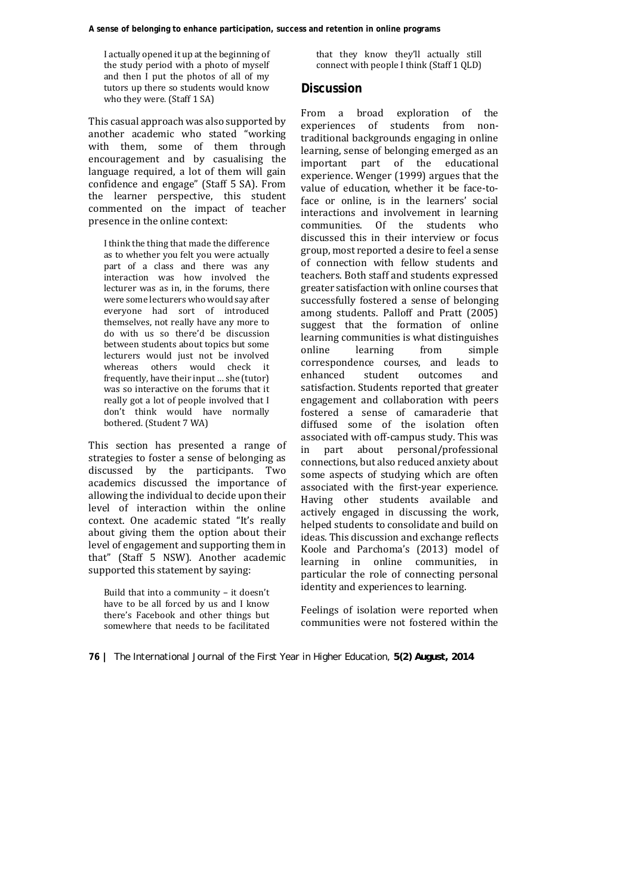> I actually opened it up at the beginning of the study period with a photo of myself and then I put the photos of all of my tutors up there so students would know who they were. (Staff 1 SA)

This casual approach was also supported by another academic who stated "working with them, some of them through encouragement and by casualising the language required, a lot of them will gain confidence and engage" (Staff 5 SA). From the learner perspective, this student commented on the impact of teacher presence in the online context:

> I think the thing that made the difference as to whether you felt you were actually part of a class and there was any interaction was how involved the lecturer was as in, in the forums, there were some lecturers who would say after everyone had sort of introduced themselves, not really have any more to do with us so there'd be discussion between students about topics but some lecturers would just not be involved whereas others would check it frequently, have their input … she (tutor) was so interactive on the forums that it really got a lot of people involved that I don't think would have normally bothered. (Student 7 WA)

This section has presented a range of strategies to foster a sense of belonging as discussed by the participants. Two academics discussed the importance of allowing the individual to decide upon their level of interaction within the online context. One academic stated "It's really about giving them the option about their level of engagement and supporting them in that" (Staff 5 NSW). Another academic supported this statement by saying:

> Build that into a community – it doesn't have to be all forced by us and I know there's Facebook and other things but somewhere that needs to be facilitated that they know they'll actually still connect with people I think (Staff 1 QLD)

## Discussion

From a broad exploration of the experiences of students from non-traditional backgrounds engaging in online learning, sense of belonging emerged as an important part of the educational experience. Wenger (1999) argues that the value of education, whether it be face-to-face or online, is in the learners' social interactions and involvement in learning communities. Of the students who discussed this in their interview or focus group, most reported a desire to feel a sense of connection with fellow students and teachers. Both staff and students expressed greater satisfaction with online courses that successfully fostered a sense of belonging among students. Palloff and Pratt (2005) suggest that the formation of online learning communities is what distinguishes online learning from simple correspondence courses, and leads to enhanced student outcomes and satisfaction. Students reported that greater engagement and collaboration with peers fostered a sense of camaraderie that diffused some of the isolation often associated with off-campus study. This was in part about personal/professional connections, but also reduced anxiety about some aspects of studying which are often associated with the first-year experience. Having other students available and actively engaged in discussing the work, helped students to consolidate and build on ideas. This discussion and exchange reflects Koole and Parchoma's (2013) model of learning in online communities, in particular the role of connecting personal identity and experiences to learning.

Feelings of isolation were reported when communities were not fostered within the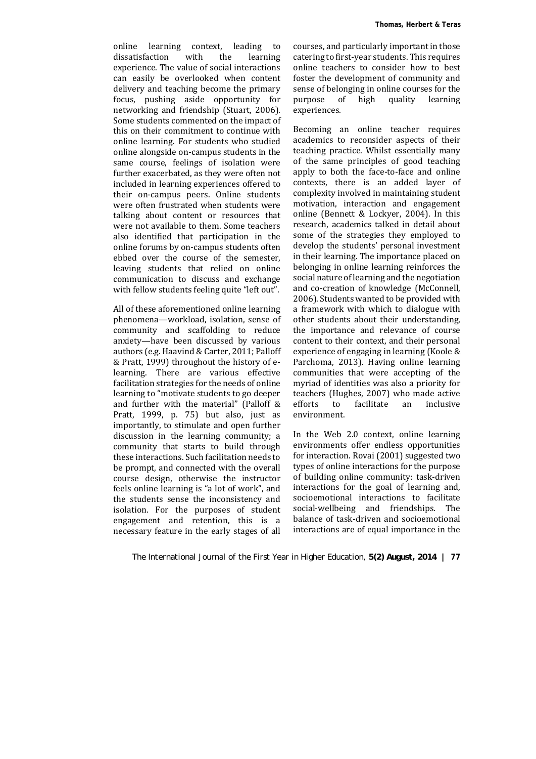online learning context, leading to dissatisfaction with the learning experience. The value of social interactions can easily be overlooked when content delivery and teaching become the primary focus, pushing aside opportunity for networking and friendship (Stuart, 2006). Some students commented on the impact of this on their commitment to continue with online learning. For students who studied online alongside on-campus students in the same course, feelings of isolation were further exacerbated, as they were often not included in learning experiences offered to their on-campus peers. Online students were often frustrated when students were talking about content or resources that were not available to them. Some teachers also identified that participation in the online forums by on-campus students often ebbed over the course of the semester, leaving students that relied on online communication to discuss and exchange with fellow students feeling quite "left out".

All of these aforementioned online learning phenomena—workload, isolation, sense of community and scaffolding to reduce anxiety—have been discussed by various authors (e.g. Haavind & Carter, 2011; Palloff & Pratt, 1999) throughout the history of e-learning. There are various effective facilitation strategies for the needs of online learning to "motivate students to go deeper and further with the material" (Palloff & Pratt, 1999, p. 75) but also, just as importantly, to stimulate and open further discussion in the learning community; a community that starts to build through these interactions. Such facilitation needs to be prompt, and connected with the overall course design, otherwise the instructor feels online learning is "a lot of work", and the students sense the inconsistency and isolation. For the purposes of student engagement and retention, this is a necessary feature in the early stages of all courses, and particularly important in those catering to first-year students. This requires online teachers to consider how to best foster the development of community and sense of belonging in online courses for the purpose of high quality learning experiences.

Becoming an online teacher requires academics to reconsider aspects of their teaching practice. Whilst essentially many of the same principles of good teaching apply to both the face-to-face and online contexts, there is an added layer of complexity involved in maintaining student motivation, interaction and engagement online (Bennett & Lockyer, 2004). In this research, academics talked in detail about some of the strategies they employed to develop the students' personal investment in their learning. The importance placed on belonging in online learning reinforces the social nature of learning and the negotiation and co-creation of knowledge (McConnell, 2006). Students wanted to be provided with a framework with which to dialogue with other students about their understanding, the importance and relevance of course content to their context, and their personal experience of engaging in learning (Koole & Parchoma, 2013). Having online learning communities that were accepting of the myriad of identities was also a priority for teachers (Hughes, 2007) who made active efforts to facilitate an inclusive environment.

In the Web 2.0 context, online learning environments offer endless opportunities for interaction. Rovai (2001) suggested two types of online interactions for the purpose of building online community: task-driven interactions for the goal of learning and, socioemotional interactions to facilitate social-wellbeing and friendships. The balance of task-driven and socioemotional interactions are of equal importance in the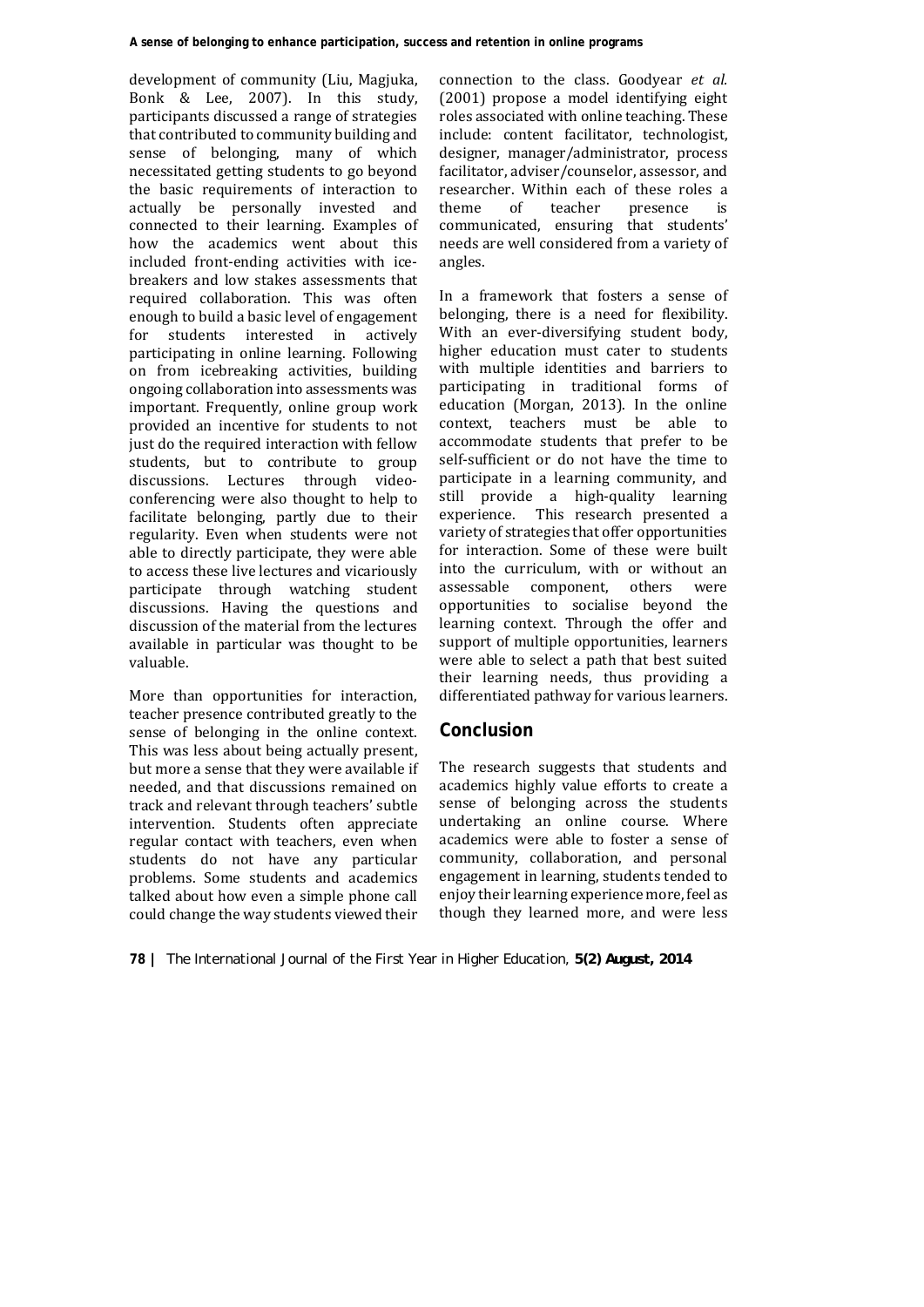development of community (Liu, Magjuka, Bonk & Lee, 2007). In this study, participants discussed a range of strategies that contributed to community building and sense of belonging, many of which necessitated getting students to go beyond the basic requirements of interaction to actually be personally invested and connected to their learning. Examples of how the academics went about this included front-ending activities with ice-breakers and low stakes assessments that required collaboration. This was often enough to build a basic level of engagement for students interested in actively participating in online learning. Following on from icebreaking activities, building ongoing collaboration into assessments was important. Frequently, online group work provided an incentive for students to not just do the required interaction with fellow students, but to contribute to group discussions. Lectures through video-conferencing were also thought to help to facilitate belonging, partly due to their regularity. Even when students were not able to directly participate, they were able to access these live lectures and vicariously participate through watching student discussions. Having the questions and discussion of the material from the lectures available in particular was thought to be valuable.

More than opportunities for interaction, teacher presence contributed greatly to the sense of belonging in the online context. This was less about being actually present, but more a sense that they were available if needed, and that discussions remained on track and relevant through teachers' subtle intervention. Students often appreciate regular contact with teachers, even when students do not have any particular problems. Some students and academics talked about how even a simple phone call could change the way students viewed their connection to the class. Goodyear *et al.* (2001) propose a model identifying eight roles associated with online teaching. These include: content facilitator, technologist, designer, manager/administrator, process facilitator, adviser/counselor, assessor, and researcher. Within each of these roles a theme of teacher presence is communicated, ensuring that students' needs are well considered from a variety of angles.

In a framework that fosters a sense of belonging, there is a need for flexibility. With an ever-diversifying student body, higher education must cater to students with multiple identities and barriers to participating in traditional forms of education (Morgan, 2013). In the online context, teachers must be able to accommodate students that prefer to be self-sufficient or do not have the time to participate in a learning community, and still provide a high-quality learning experience. This research presented a variety of strategies that offer opportunities for interaction. Some of these were built into the curriculum, with or without an assessable component, others were opportunities to socialise beyond the learning context. Through the offer and support of multiple opportunities, learners were able to select a path that best suited their learning needs, thus providing a differentiated pathway for various learners.

## Conclusion

The research suggests that students and academics highly value efforts to create a sense of belonging across the students undertaking an online course. Where academics were able to foster a sense of community, collaboration, and personal engagement in learning, students tended to enjoy their learning experience more, feel as though they learned more, and were less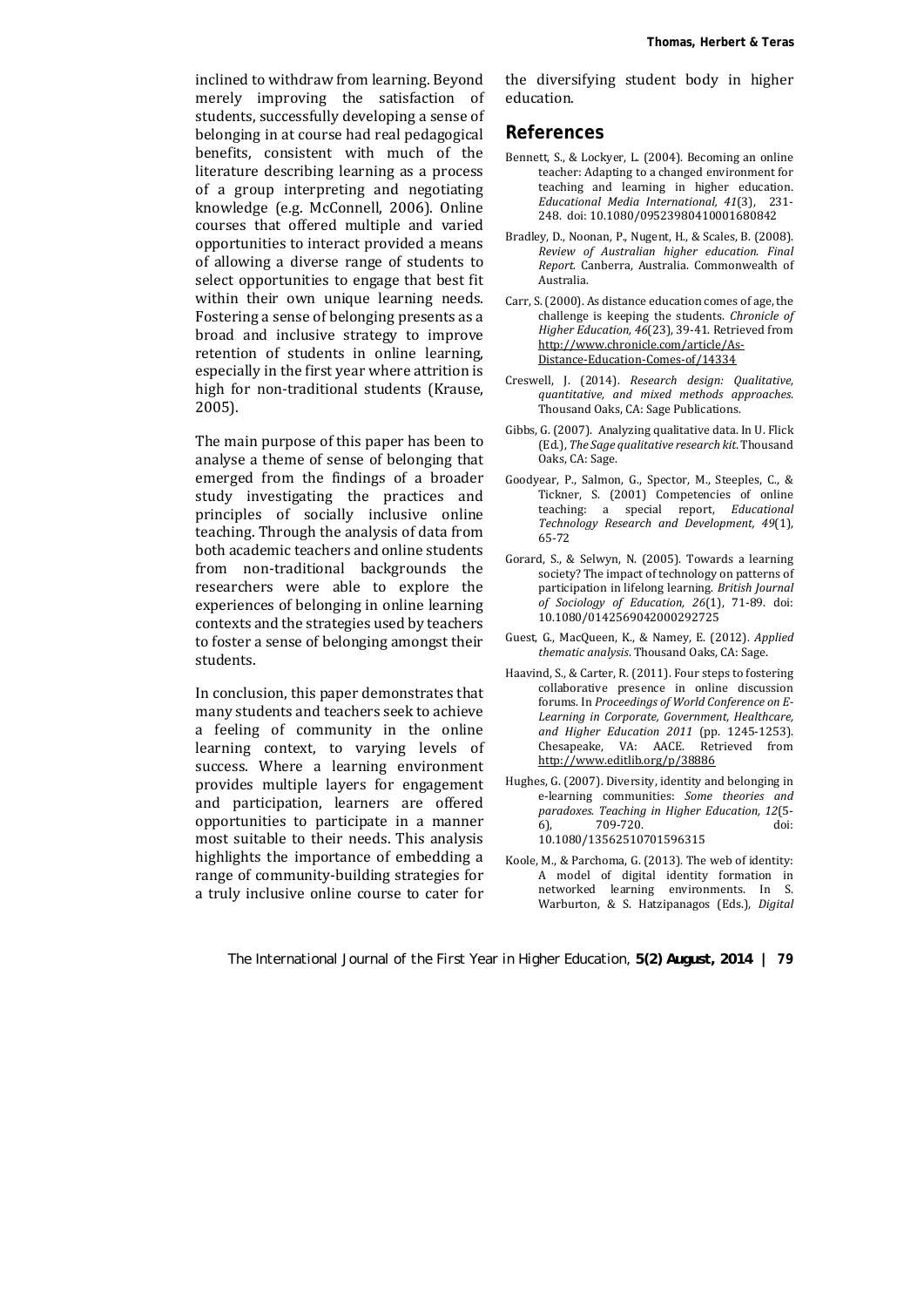inclined to withdraw from learning. Beyond merely improving the satisfaction of students, successfully developing a sense of belonging in at course had real pedagogical benefits, consistent with much of the literature describing learning as a process of a group interpreting and negotiating knowledge (e.g. McConnell, 2006). Online courses that offered multiple and varied opportunities to interact provided a means of allowing a diverse range of students to select opportunities to engage that best fit within their own unique learning needs. Fostering a sense of belonging presents as a broad and inclusive strategy to improve retention of students in online learning, especially in the first year where attrition is high for non-traditional students (Krause, 2005).

The main purpose of this paper has been to analyse a theme of sense of belonging that emerged from the findings of a broader study investigating the practices and principles of socially inclusive online teaching. Through the analysis of data from both academic teachers and online students from non-traditional backgrounds the researchers were able to explore the experiences of belonging in online learning contexts and the strategies used by teachers to foster a sense of belonging amongst their students.

In conclusion, this paper demonstrates that many students and teachers seek to achieve a feeling of community in the online learning context, to varying levels of success. Where a learning environment provides multiple layers for engagement and participation, learners are offered opportunities to participate in a manner most suitable to their needs. This analysis highlights the importance of embedding a range of community-building strategies for a truly inclusive online course to cater for the diversifying student body in higher education.

## References

Bennett, S., & Lockyer, L. (2004). Becoming an online teacher: Adapting to a changed environment for teaching and learning in higher education. *Educational Media International, 41*(3), 231-248. doi: 10.1080/09523980410001680842

Bradley, D., Noonan, P., Nugent, H., & Scales, B. (2008). *Review of Australian higher education. Final Report.* Canberra, Australia. Commonwealth of Australia.

Carr, S. (2000). As distance education comes of age, the challenge is keeping the students. *Chronicle of Higher Education, 46*(23), 39-41. Retrieved from http://www.chronicle.com/article/As-Distance-Education-Comes-of/14334

Creswell, J. (2014). *Research design: Qualitative, quantitative, and mixed methods approaches*. Thousand Oaks, CA: Sage Publications.

Gibbs, G. (2007). Analyzing qualitative data. In U. Flick (Ed.), *The Sage qualitative research kit*. Thousand Oaks, CA: Sage.

Goodyear, P., Salmon, G., Spector, M., Steeples, C., & Tickner, S. (2001) Competencies of online teaching: a special report, *Educational Technology Research and Development, 49*(1), 65-72

Gorard, S., & Selwyn, N. (2005). Towards a learning society? The impact of technology on patterns of participation in lifelong learning. *British Journal of Sociology of Education, 26*(1), 71-89. doi: 10.1080/0142569042000292725

Guest, G., MacQueen, K., & Namey, E. (2012). *Applied thematic analysis*. Thousand Oaks, CA: Sage.

Haavind, S., & Carter, R. (2011). Four steps to fostering collaborative presence in online discussion forums. In *Proceedings of World Conference on E-Learning in Corporate, Government, Healthcare, and Higher Education 2011* (pp. 1245-1253). Chesapeake, VA: AACE. Retrieved from http://www.editlib.org/p/38886

Hughes, G. (2007). Diversity, identity and belonging in e-learning communities: *Some theories and paradoxes. Teaching in Higher Education, 12*(5-6), 709-720. doi: 10.1080/13562510701596315

Koole, M., & Parchoma, G. (2013). The web of identity: A model of digital identity formation in networked learning environments. In S. Warburton, & S. Hatzipanagos (Eds.), *Digital*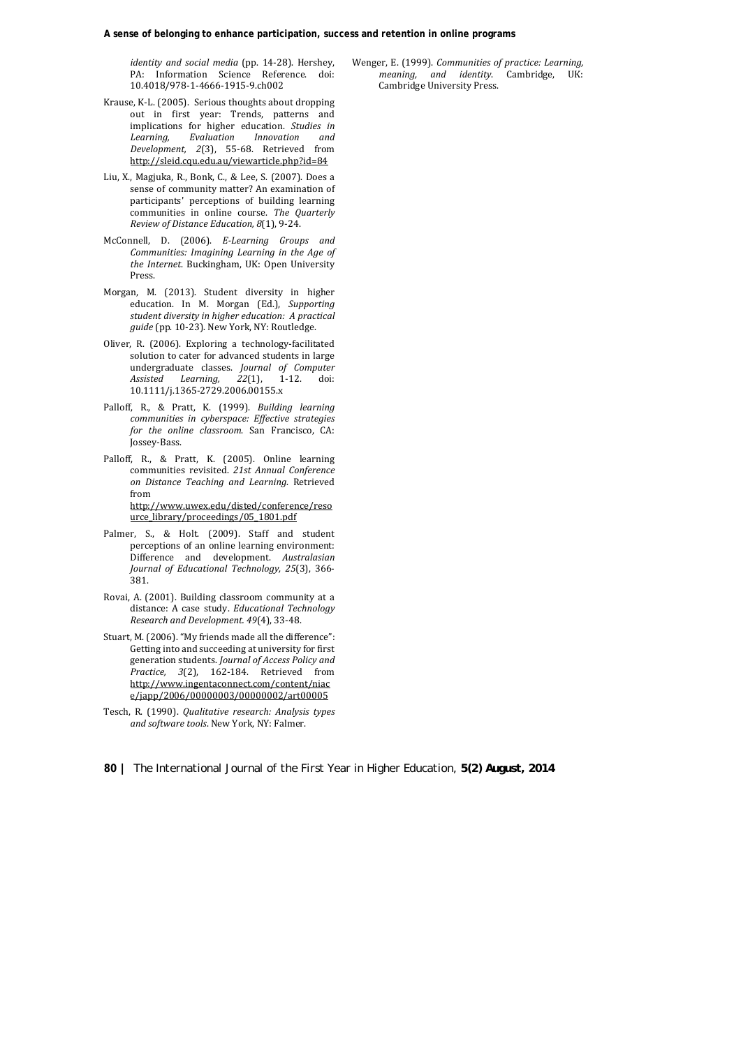*identity and social media* (pp. 14-28). Hershey, PA: Information Science Reference. doi: 10.4018/978-1-4666-1915-9.ch002

Krause, K-L. (2005). Serious thoughts about dropping out in first year: Trends, patterns and implications for higher education. *Studies in Learning, Evaluation Innovation and Development, 2*(3), 55-68. Retrieved from http://sleid.cqu.edu.au/viewarticle.php?id=84

Liu, X., Magjuka, R., Bonk, C., & Lee, S. (2007). Does a sense of community matter? An examination of participants' perceptions of building learning communities in online course. *The Quarterly Review of Distance Education, 8*(1), 9-24.

McConnell, D. (2006). *E-Learning Groups and Communities: Imagining Learning in the Age of the Internet*. Buckingham, UK: Open University Press.

Morgan, M. (2013). Student diversity in higher education. In M. Morgan (Ed.), *Supporting student diversity in higher education: A practical guide* (pp. 10-23). New York, NY: Routledge.

Oliver, R. (2006). Exploring a technology-facilitated solution to cater for advanced students in large undergraduate classes. *Journal of Computer Assisted Learning, 22*(1), 1-12. doi: 10.1111/j.1365-2729.2006.00155.x

Palloff, R., & Pratt, K. (1999). *Building learning communities in cyberspace: Effective strategies for the online classroom*. San Francisco, CA: Jossey-Bass.

Palloff, R., & Pratt, K. (2005). Online learning communities revisited. *21st Annual Conference on Distance Teaching and Learning*. Retrieved from http://www.uwex.edu/disted/conference/resource_library/proceedings/05_1801.pdf

Palmer, S., & Holt. (2009). Staff and student perceptions of an online learning environment: Difference and development. *Australasian Journal of Educational Technology, 25*(3), 366-381.

Rovai, A. (2001). Building classroom community at a distance: A case study. *Educational Technology Research and Development. 49*(4), 33-48.

Stuart, M. (2006). "My friends made all the difference": Getting into and succeeding at university for first generation students. *Journal of Access Policy and Practice, 3*(2), 162-184. Retrieved from http://www.ingentaconnect.com/content/niace/japp/2006/00000003/00000002/art00005

Tesch, R. (1990). *Qualitative research: Analysis types and software tools*. New York, NY: Falmer.

Wenger, E. (1999). *Communities of practice: Learning, meaning, and identity*. Cambridge, UK: Cambridge University Press.